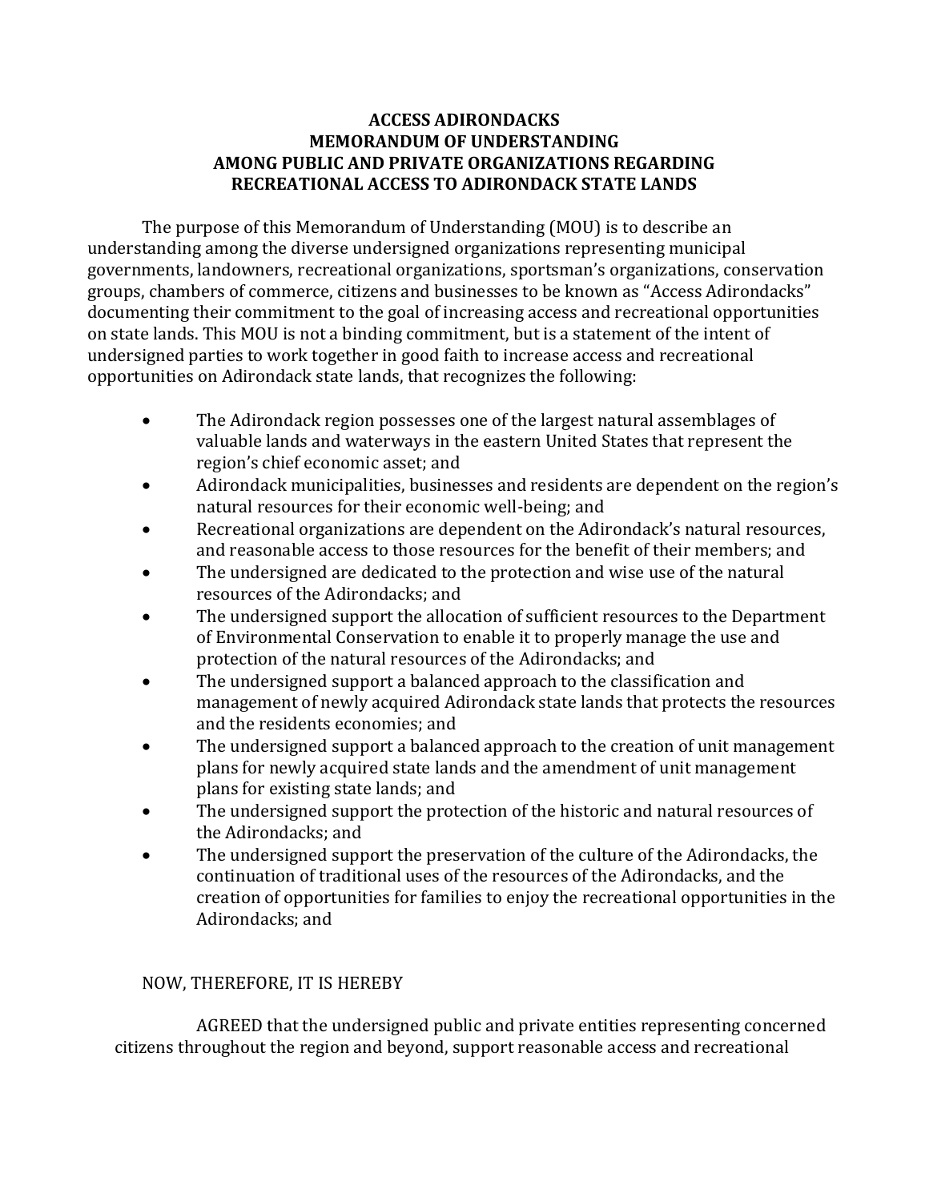# ACCESS ADIRONDACKS
## MEMORANDUM OF UNDERSTANDING
## AMONG PUBLIC AND PRIVATE ORGANIZATIONS REGARDING
## RECREATIONAL ACCESS TO ADIRONDACK STATE LANDS

The purpose of this Memorandum of Understanding (MOU) is to describe an understanding among the diverse undersigned organizations representing municipal governments, landowners, recreational organizations, sportsman's organizations, conservation groups, chambers of commerce, citizens and businesses to be known as "Access Adirondacks" documenting their commitment to the goal of increasing access and recreational opportunities on state lands. This MOU is not a binding commitment, but is a statement of the intent of undersigned parties to work together in good faith to increase access and recreational opportunities on Adirondack state lands, that recognizes the following:

- The Adirondack region possesses one of the largest natural assemblages of valuable lands and waterways in the eastern United States that represent the region's chief economic asset; and
- Adirondack municipalities, businesses and residents are dependent on the region's natural resources for their economic well-being; and
- Recreational organizations are dependent on the Adirondack's natural resources, and reasonable access to those resources for the benefit of their members; and
- The undersigned are dedicated to the protection and wise use of the natural resources of the Adirondacks; and
- The undersigned support the allocation of sufficient resources to the Department of Environmental Conservation to enable it to properly manage the use and protection of the natural resources of the Adirondacks; and
- The undersigned support a balanced approach to the classification and management of newly acquired Adirondack state lands that protects the resources and the residents economies; and
- The undersigned support a balanced approach to the creation of unit management plans for newly acquired state lands and the amendment of unit management plans for existing state lands; and
- The undersigned support the protection of the historic and natural resources of the Adirondacks; and
- The undersigned support the preservation of the culture of the Adirondacks, the continuation of traditional uses of the resources of the Adirondacks, and the creation of opportunities for families to enjoy the recreational opportunities in the Adirondacks; and

NOW, THEREFORE, IT IS HEREBY

AGREED that the undersigned public and private entities representing concerned citizens throughout the region and beyond, support reasonable access and recreational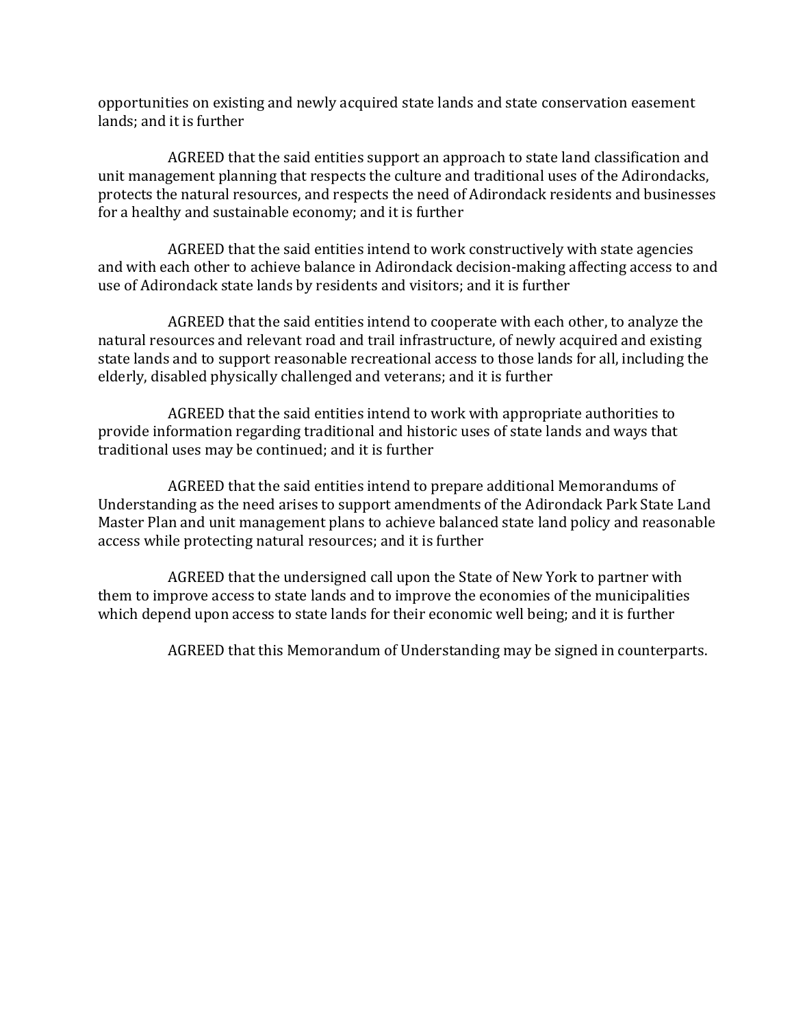opportunities on existing and newly acquired state lands and state conservation easement lands; and it is further

AGREED that the said entities support an approach to state land classification and unit management planning that respects the culture and traditional uses of the Adirondacks, protects the natural resources, and respects the need of Adirondack residents and businesses for a healthy and sustainable economy; and it is further

AGREED that the said entities intend to work constructively with state agencies and with each other to achieve balance in Adirondack decision-making affecting access to and use of Adirondack state lands by residents and visitors; and it is further

AGREED that the said entities intend to cooperate with each other, to analyze the natural resources and relevant road and trail infrastructure, of newly acquired and existing state lands and to support reasonable recreational access to those lands for all, including the elderly, disabled physically challenged and veterans; and it is further

AGREED that the said entities intend to work with appropriate authorities to provide information regarding traditional and historic uses of state lands and ways that traditional uses may be continued; and it is further

AGREED that the said entities intend to prepare additional Memorandums of Understanding as the need arises to support amendments of the Adirondack Park State Land Master Plan and unit management plans to achieve balanced state land policy and reasonable access while protecting natural resources; and it is further

AGREED that the undersigned call upon the State of New York to partner with them to improve access to state lands and to improve the economies of the municipalities which depend upon access to state lands for their economic well being; and it is further

AGREED that this Memorandum of Understanding may be signed in counterparts.